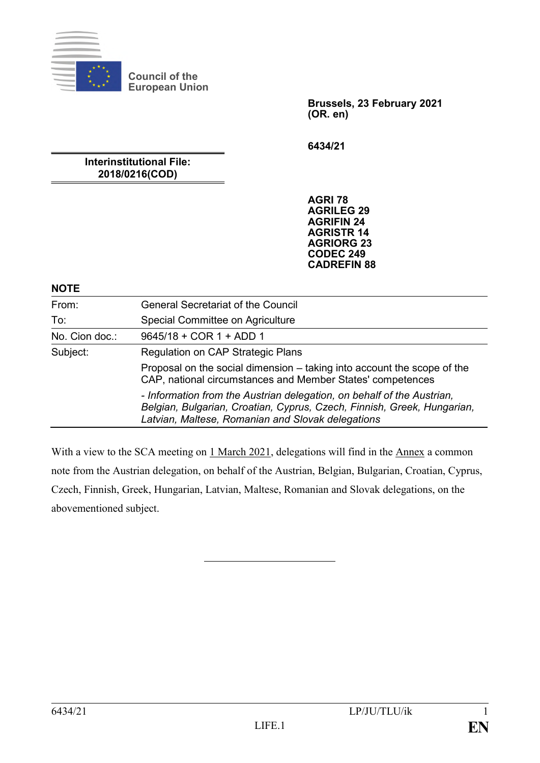Council of the European Union

**Brussels, 23 February 2021**
**(OR. en)**

**6434/21**

**Interinstitutional File:**
**2018/0216(COD)**

**AGRI 78**
**AGRILEG 29**
**AGRIFIN 24**
**AGRISTR 14**
**AGRIORG 23**
**CODEC 249**
**CADREFIN 88**

**NOTE**

| | |
|---|---|
| From: | General Secretariat of the Council |
| To: | Special Committee on Agriculture |
| No. Cion doc.: | 9645/18 + COR 1 + ADD 1 |
| Subject: | Regulation on CAP Strategic Plans |
| | Proposal on the social dimension – taking into account the scope of the CAP, national circumstances and Member States' competences |
| | *- Information from the Austrian delegation, on behalf of the Austrian, Belgian, Bulgarian, Croatian, Cyprus, Czech, Finnish, Greek, Hungarian, Latvian, Maltese, Romanian and Slovak delegations* |

With a view to the SCA meeting on 1 March 2021, delegations will find in the Annex a common note from the Austrian delegation, on behalf of the Austrian, Belgian, Bulgarian, Croatian, Cyprus, Czech, Finnish, Greek, Hungarian, Latvian, Maltese, Romanian and Slovak delegations, on the abovementioned subject.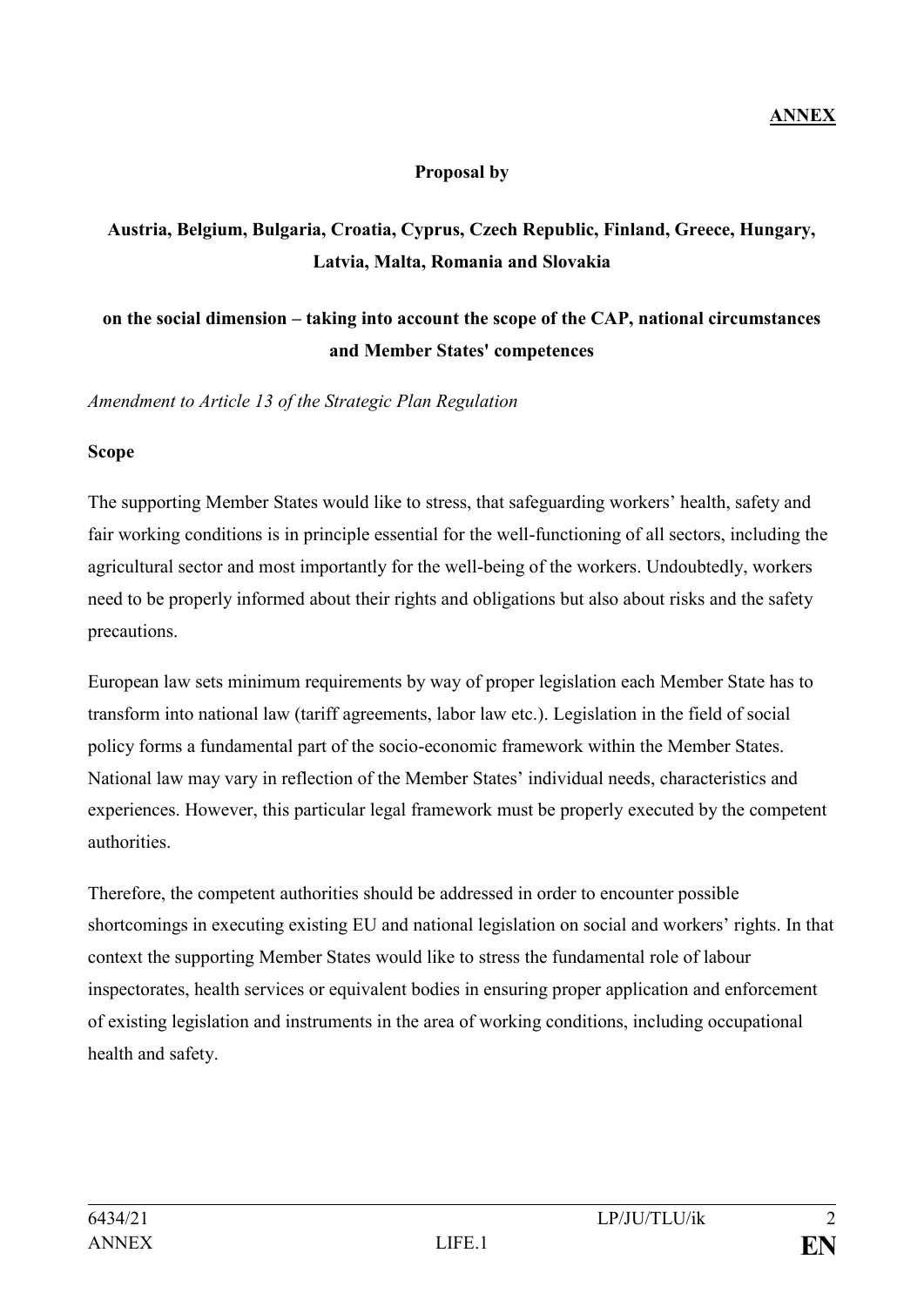**ANNEX**

**Proposal by**

**Austria, Belgium, Bulgaria, Croatia, Cyprus, Czech Republic, Finland, Greece, Hungary, Latvia, Malta, Romania and Slovakia**

**on the social dimension – taking into account the scope of the CAP, national circumstances and Member States' competences**

*Amendment to Article 13 of the Strategic Plan Regulation*

**Scope**

The supporting Member States would like to stress, that safeguarding workers' health, safety and fair working conditions is in principle essential for the well-functioning of all sectors, including the agricultural sector and most importantly for the well-being of the workers. Undoubtedly, workers need to be properly informed about their rights and obligations but also about risks and the safety precautions.

European law sets minimum requirements by way of proper legislation each Member State has to transform into national law (tariff agreements, labor law etc.). Legislation in the field of social policy forms a fundamental part of the socio-economic framework within the Member States. National law may vary in reflection of the Member States' individual needs, characteristics and experiences. However, this particular legal framework must be properly executed by the competent authorities.

Therefore, the competent authorities should be addressed in order to encounter possible shortcomings in executing existing EU and national legislation on social and workers' rights. In that context the supporting Member States would like to stress the fundamental role of labour inspectorates, health services or equivalent bodies in ensuring proper application and enforcement of existing legislation and instruments in the area of working conditions, including occupational health and safety.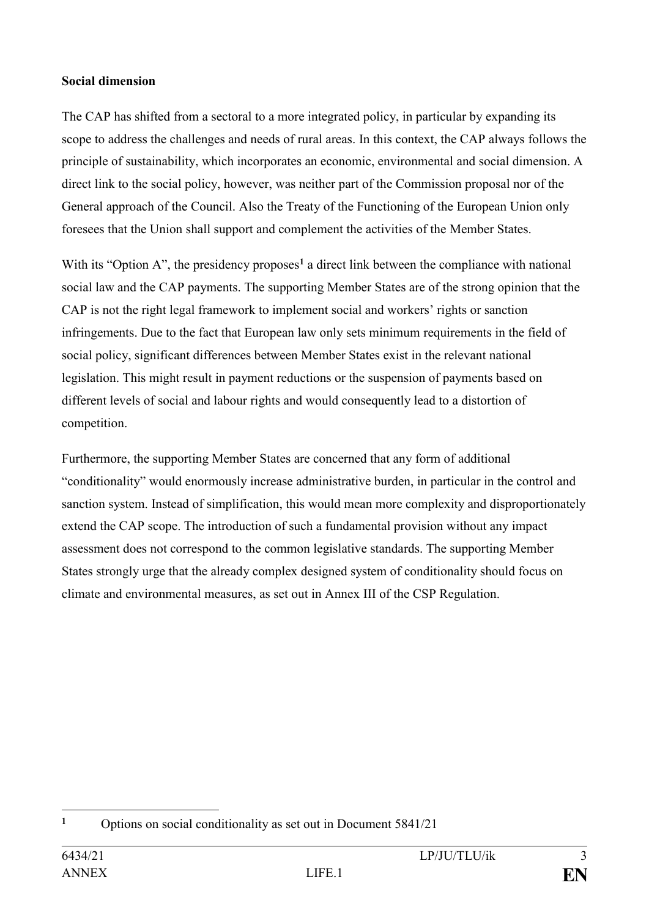**Social dimension**

The CAP has shifted from a sectoral to a more integrated policy, in particular by expanding its scope to address the challenges and needs of rural areas. In this context, the CAP always follows the principle of sustainability, which incorporates an economic, environmental and social dimension. A direct link to the social policy, however, was neither part of the Commission proposal nor of the General approach of the Council. Also the Treaty of the Functioning of the European Union only foresees that the Union shall support and complement the activities of the Member States.

With its "Option A", the presidency proposes[1] a direct link between the compliance with national social law and the CAP payments. The supporting Member States are of the strong opinion that the CAP is not the right legal framework to implement social and workers' rights or sanction infringements. Due to the fact that European law only sets minimum requirements in the field of social policy, significant differences between Member States exist in the relevant national legislation. This might result in payment reductions or the suspension of payments based on different levels of social and labour rights and would consequently lead to a distortion of competition.

Furthermore, the supporting Member States are concerned that any form of additional "conditionality" would enormously increase administrative burden, in particular in the control and sanction system. Instead of simplification, this would mean more complexity and disproportionately extend the CAP scope. The introduction of such a fundamental provision without any impact assessment does not correspond to the common legislative standards. The supporting Member States strongly urge that the already complex designed system of conditionality should focus on climate and environmental measures, as set out in Annex III of the CSP Regulation.

---

[1] Options on social conditionality as set out in Document 5841/21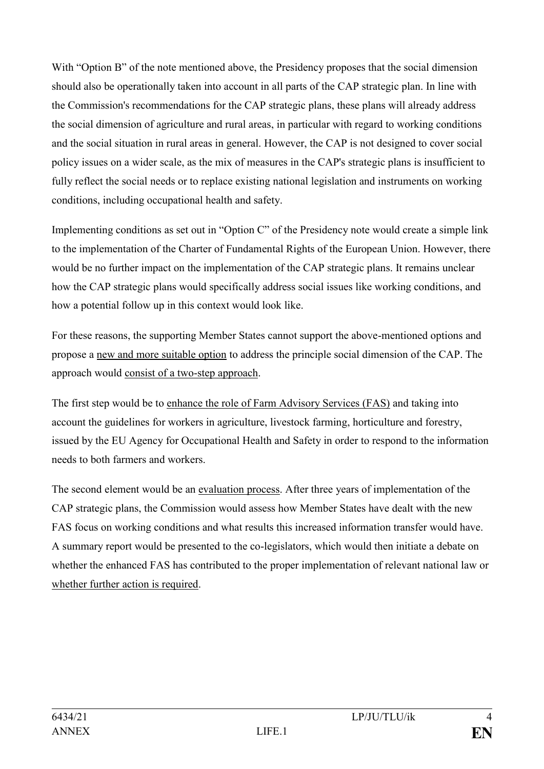With "Option B" of the note mentioned above, the Presidency proposes that the social dimension should also be operationally taken into account in all parts of the CAP strategic plan. In line with the Commission's recommendations for the CAP strategic plans, these plans will already address the social dimension of agriculture and rural areas, in particular with regard to working conditions and the social situation in rural areas in general. However, the CAP is not designed to cover social policy issues on a wider scale, as the mix of measures in the CAP's strategic plans is insufficient to fully reflect the social needs or to replace existing national legislation and instruments on working conditions, including occupational health and safety.

Implementing conditions as set out in "Option C" of the Presidency note would create a simple link to the implementation of the Charter of Fundamental Rights of the European Union. However, there would be no further impact on the implementation of the CAP strategic plans. It remains unclear how the CAP strategic plans would specifically address social issues like working conditions, and how a potential follow up in this context would look like.

For these reasons, the supporting Member States cannot support the above-mentioned options and propose a <u>new and more suitable option</u> to address the principle social dimension of the CAP. The approach would <u>consist of a two-step approach</u>.

The first step would be to <u>enhance the role of Farm Advisory Services (FAS)</u> and taking into account the guidelines for workers in agriculture, livestock farming, horticulture and forestry, issued by the EU Agency for Occupational Health and Safety in order to respond to the information needs to both farmers and workers.

The second element would be an <u>evaluation process</u>. After three years of implementation of the CAP strategic plans, the Commission would assess how Member States have dealt with the new FAS focus on working conditions and what results this increased information transfer would have. A summary report would be presented to the co-legislators, which would then initiate a debate on whether the enhanced FAS has contributed to the proper implementation of relevant national law or <u>whether further action is required</u>.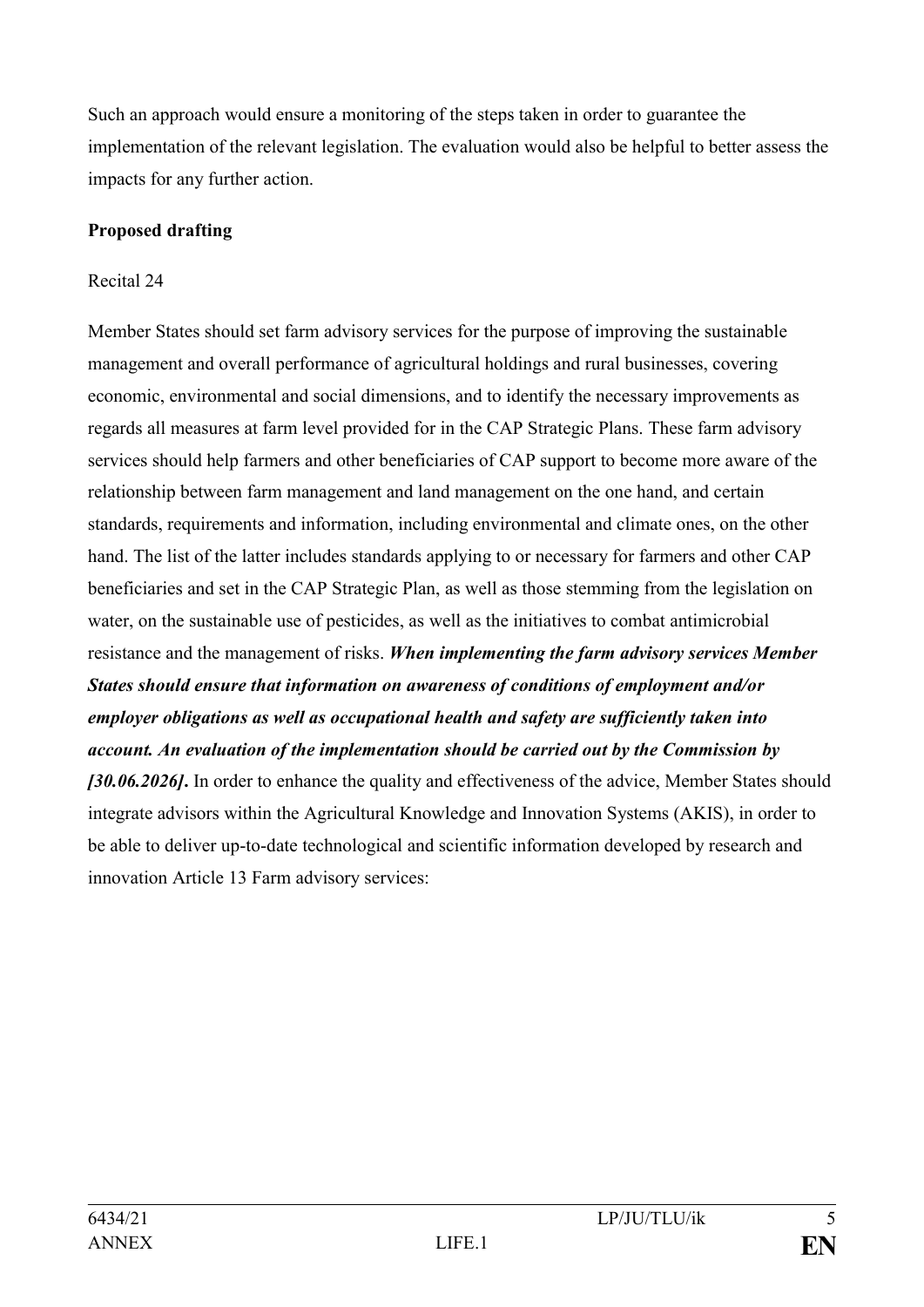Such an approach would ensure a monitoring of the steps taken in order to guarantee the implementation of the relevant legislation. The evaluation would also be helpful to better assess the impacts for any further action.

**Proposed drafting**

Recital 24

Member States should set farm advisory services for the purpose of improving the sustainable management and overall performance of agricultural holdings and rural businesses, covering economic, environmental and social dimensions, and to identify the necessary improvements as regards all measures at farm level provided for in the CAP Strategic Plans. These farm advisory services should help farmers and other beneficiaries of CAP support to become more aware of the relationship between farm management and land management on the one hand, and certain standards, requirements and information, including environmental and climate ones, on the other hand. The list of the latter includes standards applying to or necessary for farmers and other CAP beneficiaries and set in the CAP Strategic Plan, as well as those stemming from the legislation on water, on the sustainable use of pesticides, as well as the initiatives to combat antimicrobial resistance and the management of risks. ***When implementing the farm advisory services Member States should ensure that information on awareness of conditions of employment and/or employer obligations as well as occupational health and safety are sufficiently taken into account. An evaluation of the implementation should be carried out by the Commission by [30.06.2026].*** In order to enhance the quality and effectiveness of the advice, Member States should integrate advisors within the Agricultural Knowledge and Innovation Systems (AKIS), in order to be able to deliver up-to-date technological and scientific information developed by research and innovation Article 13 Farm advisory services: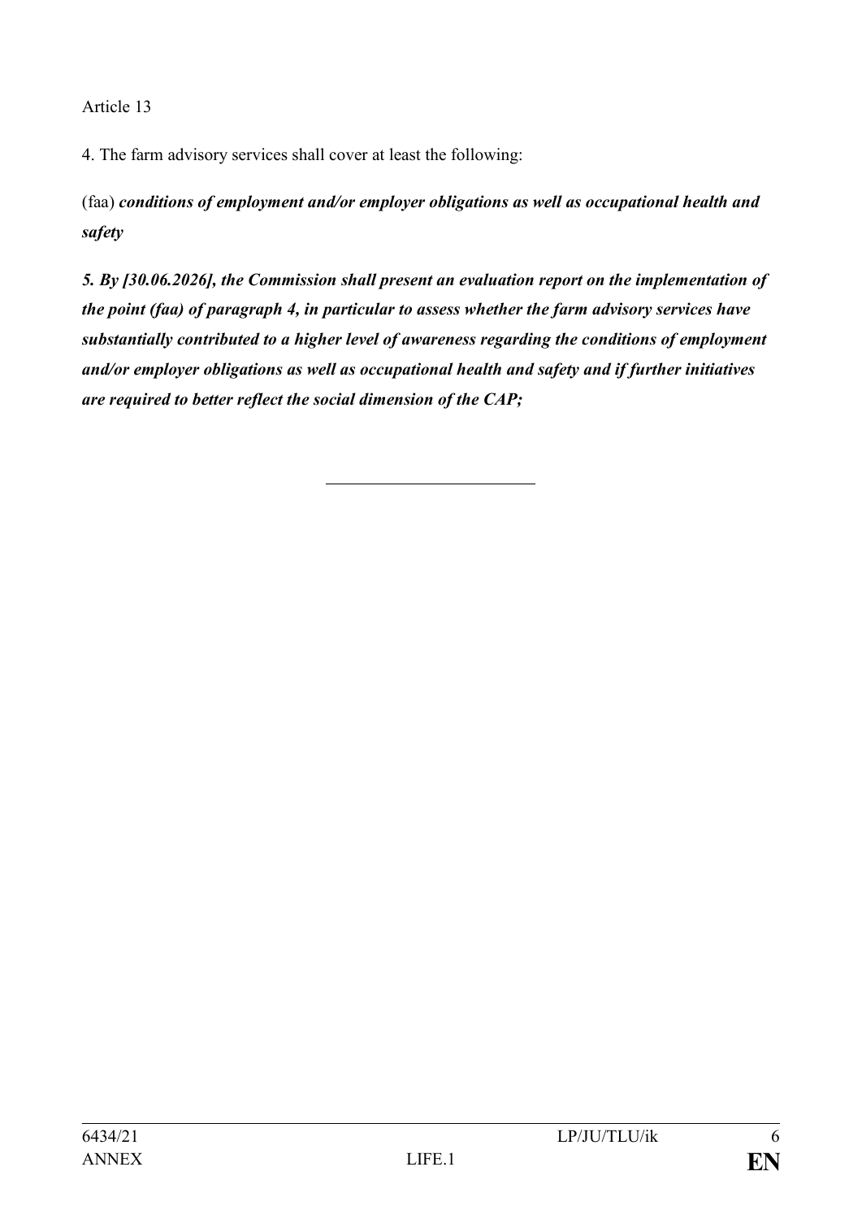Article 13

4. The farm advisory services shall cover at least the following:

(faa) ***conditions of employment and/or employer obligations as well as occupational health and safety***

***5. By [30.06.2026], the Commission shall present an evaluation report on the implementation of the point (faa) of paragraph 4, in particular to assess whether the farm advisory services have substantially contributed to a higher level of awareness regarding the conditions of employment and/or employer obligations as well as occupational health and safety and if further initiatives are required to better reflect the social dimension of the CAP;***